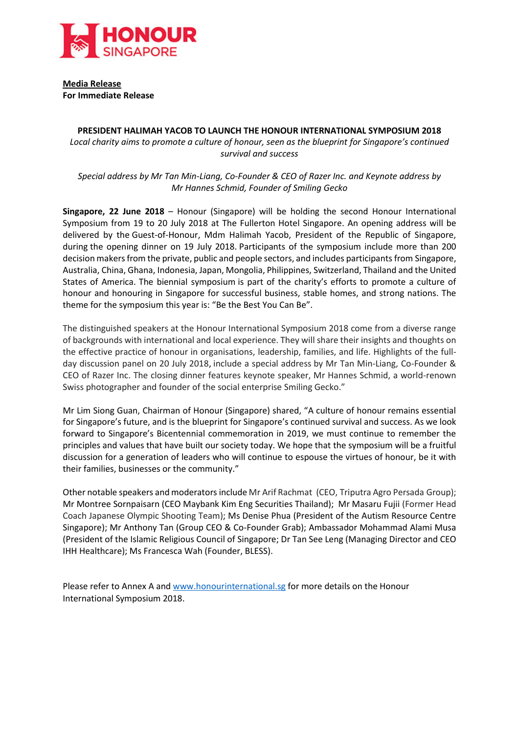HONOUR SINGAPORE

**Media Release**
**For Immediate Release**

**PRESIDENT HALIMAH YACOB TO LAUNCH THE HONOUR INTERNATIONAL SYMPOSIUM 2018**

*Local charity aims to promote a culture of honour, seen as the blueprint for Singapore's continued survival and success*

*Special address by Mr Tan Min-Liang, Co-Founder & CEO of Razer Inc. and Keynote address by Mr Hannes Schmid, Founder of Smiling Gecko*

**Singapore, 22 June 2018** – Honour (Singapore) will be holding the second Honour International Symposium from 19 to 20 July 2018 at The Fullerton Hotel Singapore. An opening address will be delivered by the Guest-of-Honour, Mdm Halimah Yacob, President of the Republic of Singapore, during the opening dinner on 19 July 2018. Participants of the symposium include more than 200 decision makers from the private, public and people sectors, and includes participants from Singapore, Australia, China, Ghana, Indonesia, Japan, Mongolia, Philippines, Switzerland, Thailand and the United States of America. The biennial symposium is part of the charity's efforts to promote a culture of honour and honouring in Singapore for successful business, stable homes, and strong nations. The theme for the symposium this year is: "Be the Best You Can Be".

The distinguished speakers at the Honour International Symposium 2018 come from a diverse range of backgrounds with international and local experience. They will share their insights and thoughts on the effective practice of honour in organisations, leadership, families, and life. Highlights of the full-day discussion panel on 20 July 2018, include a special address by Mr Tan Min-Liang, Co-Founder & CEO of Razer Inc. The closing dinner features keynote speaker, Mr Hannes Schmid, a world-renown Swiss photographer and founder of the social enterprise Smiling Gecko."

Mr Lim Siong Guan, Chairman of Honour (Singapore) shared, "A culture of honour remains essential for Singapore's future, and is the blueprint for Singapore's continued survival and success. As we look forward to Singapore's Bicentennial commemoration in 2019, we must continue to remember the principles and values that have built our society today. We hope that the symposium will be a fruitful discussion for a generation of leaders who will continue to espouse the virtues of honour, be it with their families, businesses or the community."

Other notable speakers and moderators include Mr Arif Rachmat (CEO, Triputra Agro Persada Group); Mr Montree Sornpaisarn (CEO Maybank Kim Eng Securities Thailand); Mr Masaru Fujii (Former Head Coach Japanese Olympic Shooting Team); Ms Denise Phua (President of the Autism Resource Centre Singapore); Mr Anthony Tan (Group CEO & Co-Founder Grab); Ambassador Mohammad Alami Musa (President of the Islamic Religious Council of Singapore; Dr Tan See Leng (Managing Director and CEO IHH Healthcare); Ms Francesca Wah (Founder, BLESS).

Please refer to Annex A and [www.honourinternational.sg](http://www.honourinternational.sg) for more details on the Honour International Symposium 2018.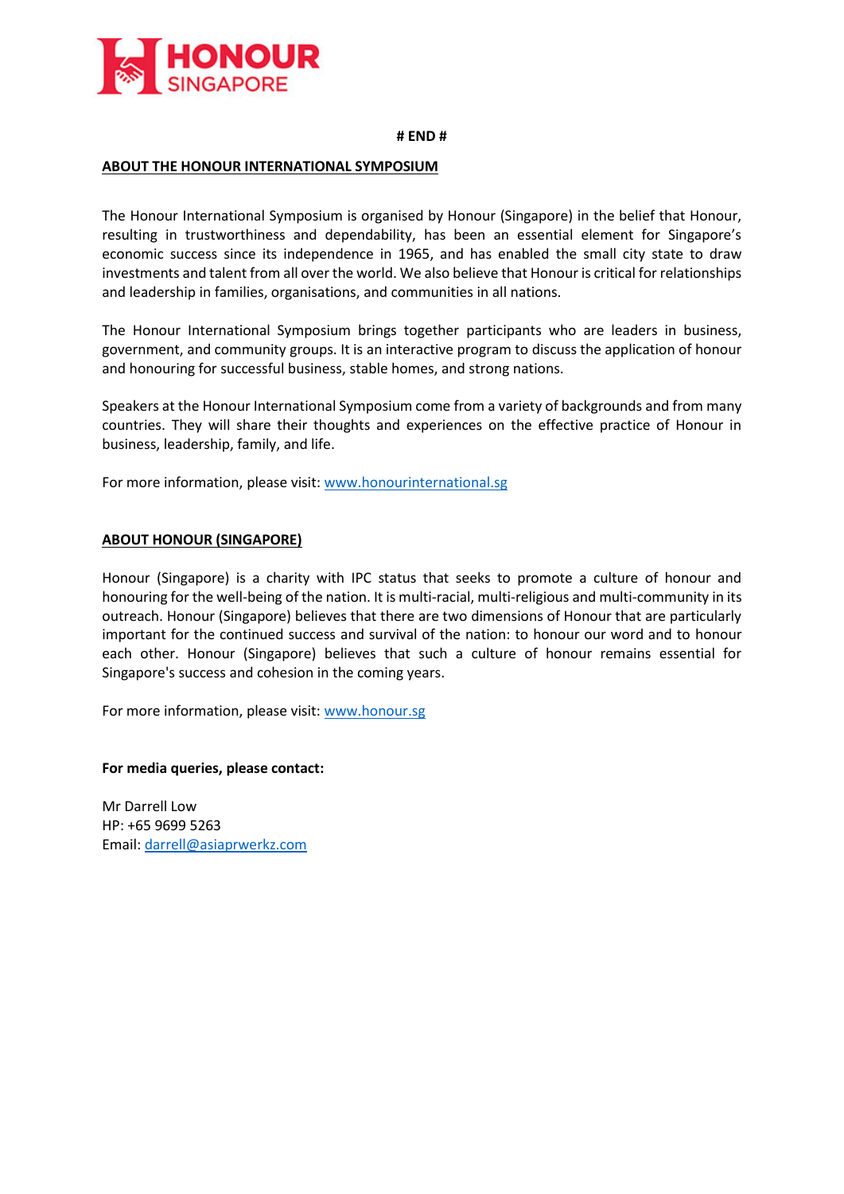**# END #**

## ABOUT THE HONOUR INTERNATIONAL SYMPOSIUM

The Honour International Symposium is organised by Honour (Singapore) in the belief that Honour, resulting in trustworthiness and dependability, has been an essential element for Singapore's economic success since its independence in 1965, and has enabled the small city state to draw investments and talent from all over the world. We also believe that Honour is critical for relationships and leadership in families, organisations, and communities in all nations.

The Honour International Symposium brings together participants who are leaders in business, government, and community groups. It is an interactive program to discuss the application of honour and honouring for successful business, stable homes, and strong nations.

Speakers at the Honour International Symposium come from a variety of backgrounds and from many countries. They will share their thoughts and experiences on the effective practice of Honour in business, leadership, family, and life.

For more information, please visit: [www.honourinternational.sg](http://www.honourinternational.sg)

## ABOUT HONOUR (SINGAPORE)

Honour (Singapore) is a charity with IPC status that seeks to promote a culture of honour and honouring for the well-being of the nation. It is multi-racial, multi-religious and multi-community in its outreach. Honour (Singapore) believes that there are two dimensions of Honour that are particularly important for the continued success and survival of the nation: to honour our word and to honour each other. Honour (Singapore) believes that such a culture of honour remains essential for Singapore's success and cohesion in the coming years.

For more information, please visit: [www.honour.sg](http://www.honour.sg)

**For media queries, please contact:**

Mr Darrell Low
HP: +65 9699 5263
Email: [darrell@asiaprwerkz.com](mailto:darrell@asiaprwerkz.com)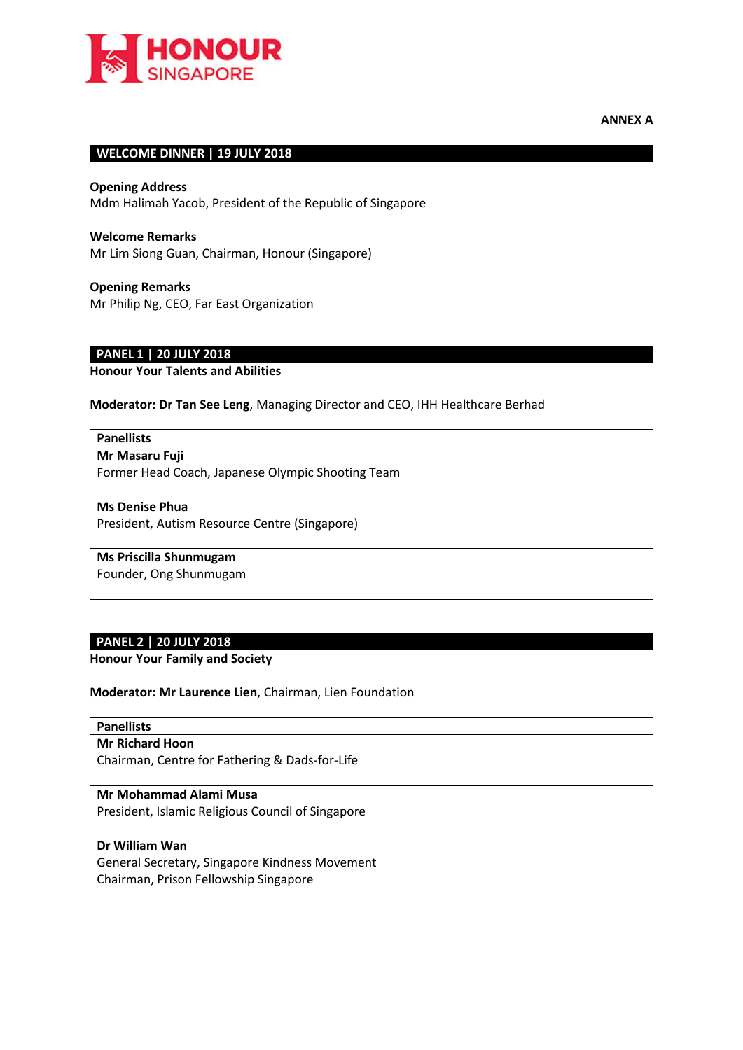HONOUR SINGAPORE

**ANNEX A**

## WELCOME DINNER | 19 JULY 2018

**Opening Address**
Mdm Halimah Yacob, President of the Republic of Singapore

**Welcome Remarks**
Mr Lim Siong Guan, Chairman, Honour (Singapore)

**Opening Remarks**
Mr Philip Ng, CEO, Far East Organization

## PANEL 1 | 20 JULY 2018

**Honour Your Talents and Abilities**

**Moderator: Dr Tan See Leng**, Managing Director and CEO, IHH Healthcare Berhad

| Panellists |
| --- |
| **Mr Masaru Fuji**<br>Former Head Coach, Japanese Olympic Shooting Team |
| **Ms Denise Phua**<br>President, Autism Resource Centre (Singapore) |
| **Ms Priscilla Shunmugam**<br>Founder, Ong Shunmugam |

## PANEL 2 | 20 JULY 2018

**Honour Your Family and Society**

**Moderator: Mr Laurence Lien**, Chairman, Lien Foundation

| Panellists |
| --- |
| **Mr Richard Hoon**<br>Chairman, Centre for Fathering & Dads-for-Life |
| **Mr Mohammad Alami Musa**<br>President, Islamic Religious Council of Singapore |
| **Dr William Wan**<br>General Secretary, Singapore Kindness Movement<br>Chairman, Prison Fellowship Singapore |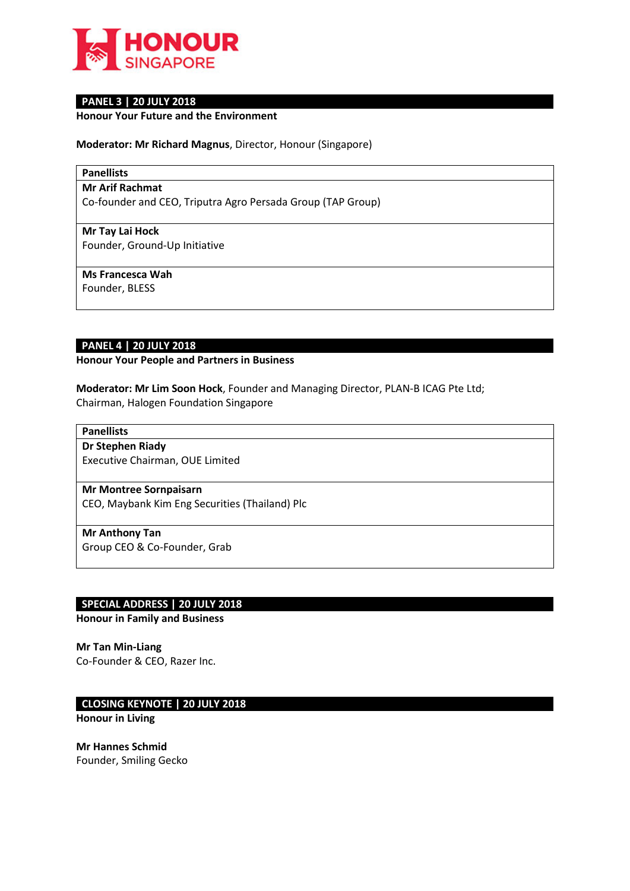HONOUR SINGAPORE

## PANEL 3 | 20 JULY 2018

**Honour Your Future and the Environment**

**Moderator: Mr Richard Magnus**, Director, Honour (Singapore)

| Panellists |
| --- |
| **Mr Arif Rachmat**<br>Co-founder and CEO, Triputra Agro Persada Group (TAP Group) |
| **Mr Tay Lai Hock**<br>Founder, Ground-Up Initiative |
| **Ms Francesca Wah**<br>Founder, BLESS |

## PANEL 4 | 20 JULY 2018

**Honour Your People and Partners in Business**

**Moderator: Mr Lim Soon Hock**, Founder and Managing Director, PLAN-B ICAG Pte Ltd; Chairman, Halogen Foundation Singapore

| Panellists |
| --- |
| **Dr Stephen Riady**<br>Executive Chairman, OUE Limited |
| **Mr Montree Sornpaisarn**<br>CEO, Maybank Kim Eng Securities (Thailand) Plc |
| **Mr Anthony Tan**<br>Group CEO & Co-Founder, Grab |

## SPECIAL ADDRESS | 20 JULY 2018

**Honour in Family and Business**

**Mr Tan Min-Liang**
Co-Founder & CEO, Razer Inc.

## CLOSING KEYNOTE | 20 JULY 2018

**Honour in Living**

**Mr Hannes Schmid**
Founder, Smiling Gecko